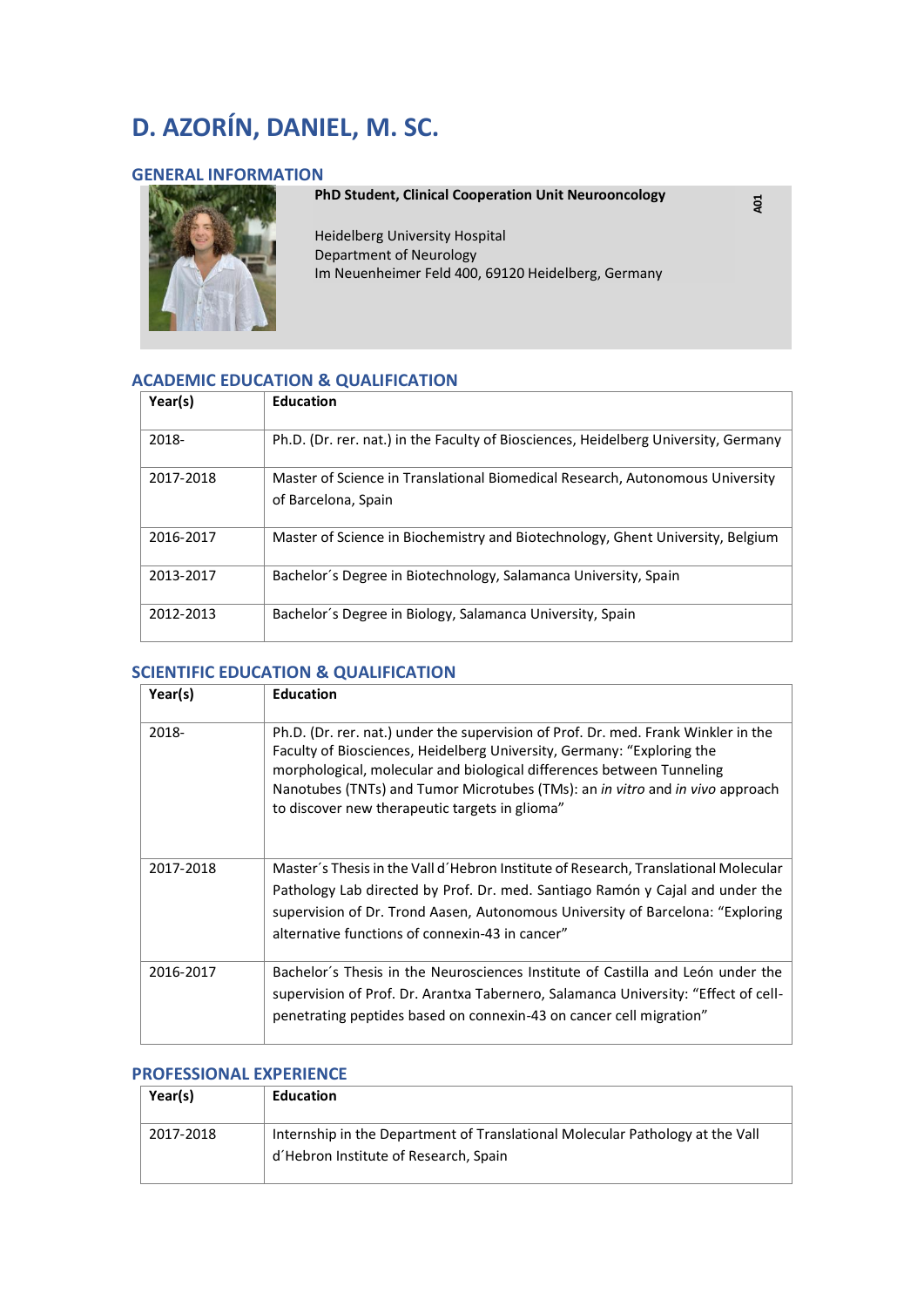# D. AZORÍN, DANIEL, M. SC.

## GENERAL INFORMATION

**PhD Student, Clinical Cooperation Unit Neurooncology**

**A01**

Heidelberg University Hospital
Department of Neurology
Im Neuenheimer Feld 400, 69120 Heidelberg, Germany

## ACADEMIC EDUCATION & QUALIFICATION

| Year(s) | Education |
|---|---|
| 2018- | Ph.D. (Dr. rer. nat.) in the Faculty of Biosciences, Heidelberg University, Germany |
| 2017-2018 | Master of Science in Translational Biomedical Research, Autonomous University of Barcelona, Spain |
| 2016-2017 | Master of Science in Biochemistry and Biotechnology, Ghent University, Belgium |
| 2013-2017 | Bachelor´s Degree in Biotechnology, Salamanca University, Spain |
| 2012-2013 | Bachelor´s Degree in Biology, Salamanca University, Spain |

## SCIENTIFIC EDUCATION & QUALIFICATION

| Year(s) | Education |
|---|---|
| 2018- | Ph.D. (Dr. rer. nat.) under the supervision of Prof. Dr. med. Frank Winkler in the Faculty of Biosciences, Heidelberg University, Germany: "Exploring the morphological, molecular and biological differences between Tunneling Nanotubes (TNTs) and Tumor Microtubes (TMs): an *in vitro* and *in vivo* approach to discover new therapeutic targets in glioma" |
| 2017-2018 | Master´s Thesis in the Vall d´Hebron Institute of Research, Translational Molecular Pathology Lab directed by Prof. Dr. med. Santiago Ramón y Cajal and under the supervision of Dr. Trond Aasen, Autonomous University of Barcelona: "Exploring alternative functions of connexin-43 in cancer" |
| 2016-2017 | Bachelor´s Thesis in the Neurosciences Institute of Castilla and León under the supervision of Prof. Dr. Arantxa Tabernero, Salamanca University: "Effect of cell-penetrating peptides based on connexin-43 on cancer cell migration" |

## PROFESSIONAL EXPERIENCE

| Year(s) | Education |
|---|---|
| 2017-2018 | Internship in the Department of Translational Molecular Pathology at the Vall d´Hebron Institute of Research, Spain |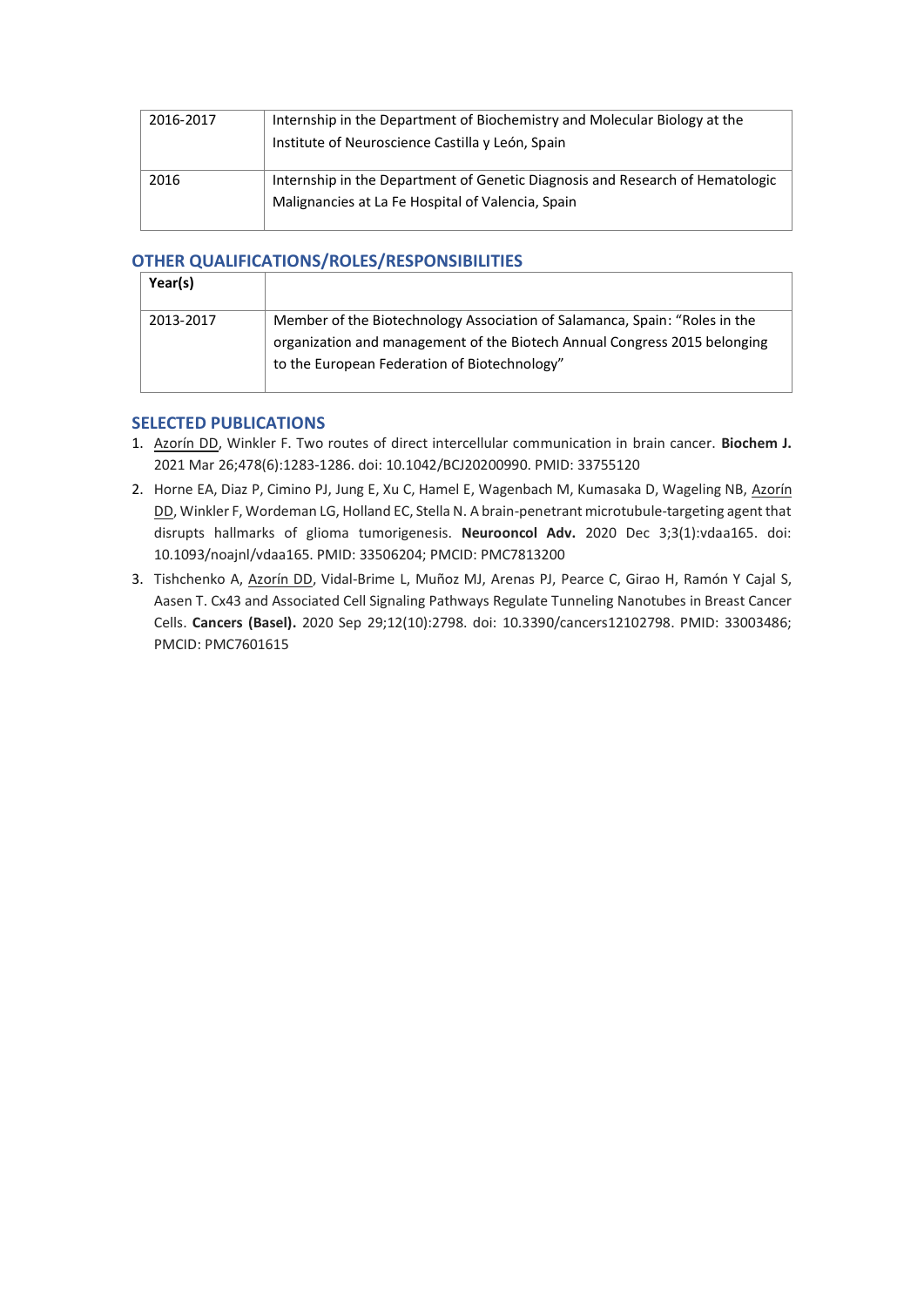| | |
|---|---|
| 2016-2017 | Internship in the Department of Biochemistry and Molecular Biology at the Institute of Neuroscience Castilla y León, Spain |
| 2016 | Internship in the Department of Genetic Diagnosis and Research of Hematologic Malignancies at La Fe Hospital of Valencia, Spain |

## OTHER QUALIFICATIONS/ROLES/RESPONSIBILITIES

| Year(s) | |
|---|---|
| 2013-2017 | Member of the Biotechnology Association of Salamanca, Spain: "Roles in the organization and management of the Biotech Annual Congress 2015 belonging to the European Federation of Biotechnology" |

## SELECTED PUBLICATIONS

1. Azorín DD, Winkler F. Two routes of direct intercellular communication in brain cancer. **Biochem J.** 2021 Mar 26;478(6):1283-1286. doi: 10.1042/BCJ20200990. PMID: 33755120
2. Horne EA, Diaz P, Cimino PJ, Jung E, Xu C, Hamel E, Wagenbach M, Kumasaka D, Wageling NB, Azorín DD, Winkler F, Wordeman LG, Holland EC, Stella N. A brain-penetrant microtubule-targeting agent that disrupts hallmarks of glioma tumorigenesis. **Neurooncol Adv.** 2020 Dec 3;3(1):vdaa165. doi: 10.1093/noajnl/vdaa165. PMID: 33506204; PMCID: PMC7813200
3. Tishchenko A, Azorín DD, Vidal-Brime L, Muñoz MJ, Arenas PJ, Pearce C, Girao H, Ramón Y Cajal S, Aasen T. Cx43 and Associated Cell Signaling Pathways Regulate Tunneling Nanotubes in Breast Cancer Cells. **Cancers (Basel).** 2020 Sep 29;12(10):2798. doi: 10.3390/cancers12102798. PMID: 33003486; PMCID: PMC7601615